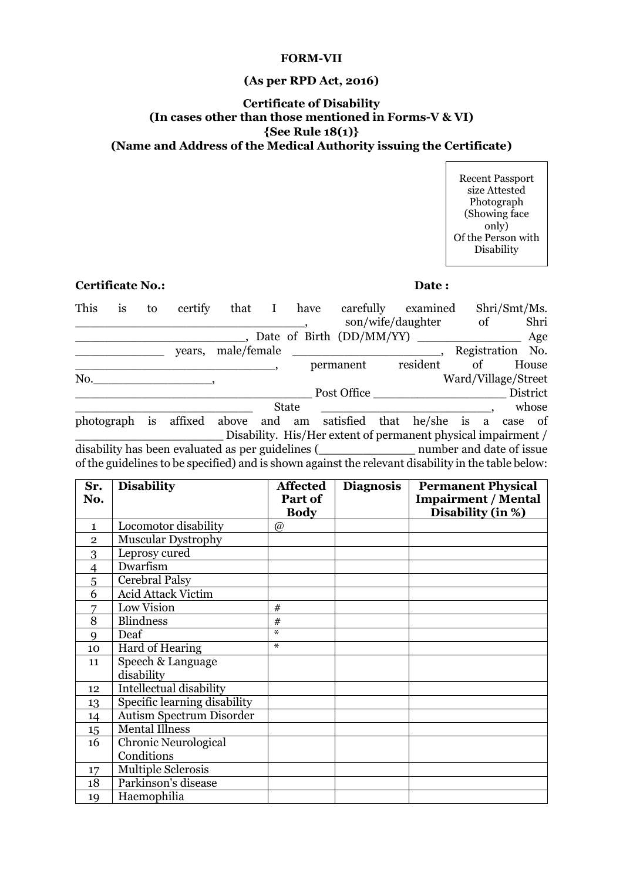**FORM-VII**

**(As per RPD Act, 2016)**

**Certificate of Disability**
**(In cases other than those mentioned in Forms-V & VI)**
**{See Rule 18(1)}**
**(Name and Address of the Medical Authority issuing the Certificate)**

| Recent Passport size Attested Photograph (Showing face only) Of the Person with Disability |
|---|

**Certificate No.:** **Date :**

This is to certify that I have carefully examined Shri/Smt/Ms. ______________________________, son/wife/daughter of Shri ________________________, Date of Birth (DD/MM/YY) ______________ Age ____________ years, male/female ____________________, Registration No. ___________________________, permanent resident of House No.________________, Ward/Village/Street ______________________________ Post Office __________________ District ________________________ State _____________________, whose photograph is affixed above and am satisfied that he/she is a case of ____________________ Disability. His/Her extent of permanent physical impairment / disability has been evaluated as per guidelines (_____________ number and date of issue of the guidelines to be specified) and is shown against the relevant disability in the table below:

| Sr. No. | Disability | Affected Part of Body | Diagnosis | Permanent Physical Impairment / Mental Disability (in %) |
|---|---|---|---|---|
| 1 | Locomotor disability | @ | | |
| 2 | Muscular Dystrophy | | | |
| 3 | Leprosy cured | | | |
| 4 | Dwarfism | | | |
| 5 | Cerebral Palsy | | | |
| 6 | Acid Attack Victim | | | |
| 7 | Low Vision | # | | |
| 8 | Blindness | # | | |
| 9 | Deaf | * | | |
| 10 | Hard of Hearing | * | | |
| 11 | Speech & Language disability | | | |
| 12 | Intellectual disability | | | |
| 13 | Specific learning disability | | | |
| 14 | Autism Spectrum Disorder | | | |
| 15 | Mental Illness | | | |
| 16 | Chronic Neurological Conditions | | | |
| 17 | Multiple Sclerosis | | | |
| 18 | Parkinson's disease | | | |
| 19 | Haemophilia | | | |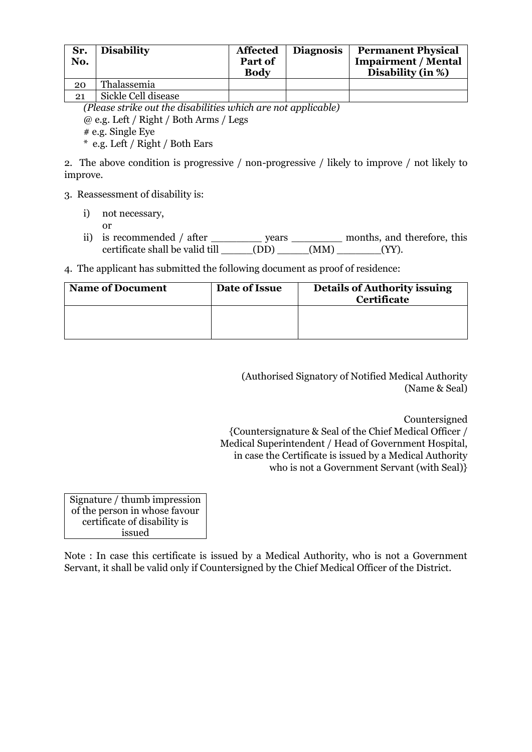| Sr. No. | Disability | Affected Part of Body | Diagnosis | Permanent Physical Impairment / Mental Disability (in %) |
|---|---|---|---|---|
| 20 | Thalassemia | | | |
| 21 | Sickle Cell disease | | | |

*(Please strike out the disabilities which are not applicable)*

@ e.g. Left / Right / Both Arms / Legs

# e.g. Single Eye

* e.g. Left / Right / Both Ears

2. The above condition is progressive / non-progressive / likely to improve / not likely to improve.

3. Reassessment of disability is:

   i) not necessary,

      or

   ii) is recommended / after ________ years ________ months, and therefore, this certificate shall be valid till _____(DD) _____(MM) _______(YY).

4. The applicant has submitted the following document as proof of residence:

| Name of Document | Date of Issue | Details of Authority issuing Certificate |
|---|---|---|
| | | |

(Authorised Signatory of Notified Medical Authority
(Name & Seal)

Countersigned
{Countersignature & Seal of the Chief Medical Officer / Medical Superintendent / Head of Government Hospital, in case the Certificate is issued by a Medical Authority who is not a Government Servant (with Seal)}

Signature / thumb impression of the person in whose favour certificate of disability is issued

Note : In case this certificate is issued by a Medical Authority, who is not a Government Servant, it shall be valid only if Countersigned by the Chief Medical Officer of the District.